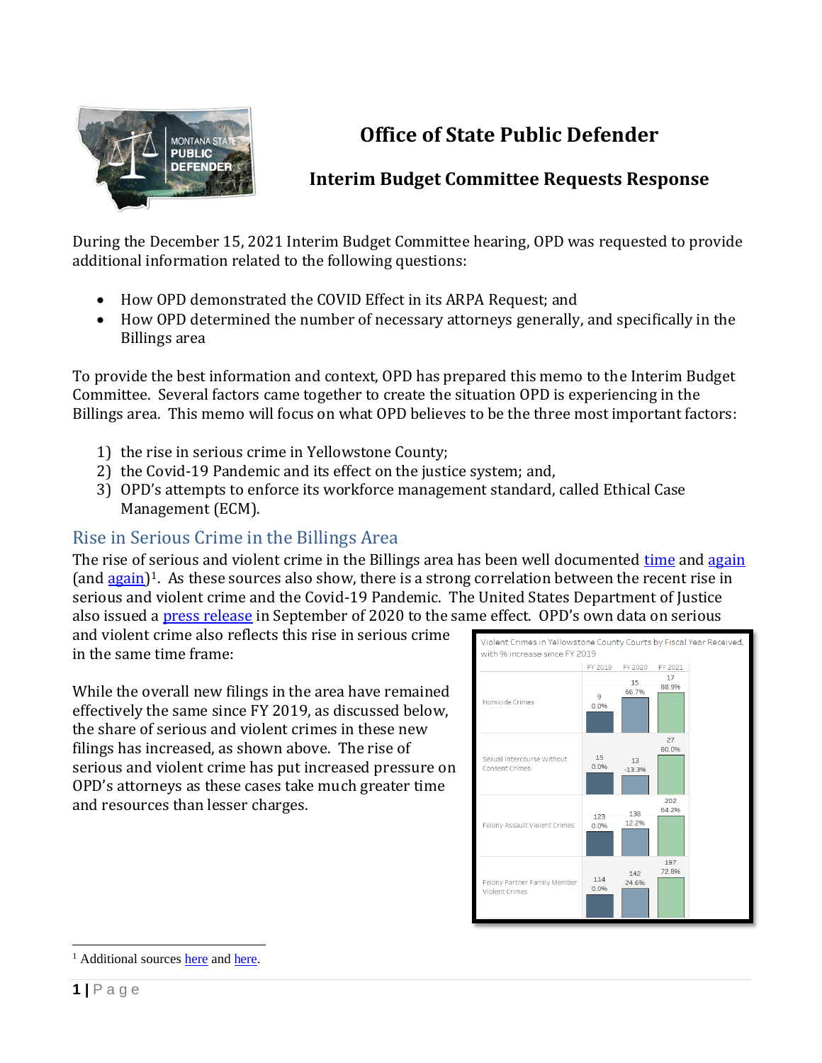# Office of State Public Defender

## Interim Budget Committee Requests Response

During the December 15, 2021 Interim Budget Committee hearing, OPD was requested to provide additional information related to the following questions:

- How OPD demonstrated the COVID Effect in its ARPA Request; and
- How OPD determined the number of necessary attorneys generally, and specifically in the Billings area

To provide the best information and context, OPD has prepared this memo to the Interim Budget Committee. Several factors came together to create the situation OPD is experiencing in the Billings area. This memo will focus on what OPD believes to be the three most important factors:

1) the rise in serious crime in Yellowstone County;
2) the Covid-19 Pandemic and its effect on the justice system; and,
3) OPD's attempts to enforce its workforce management standard, called Ethical Case Management (ECM).

## Rise in Serious Crime in the Billings Area

The rise of serious and violent crime in the Billings area has been well documented time and again (and again)[1]. As these sources also show, there is a strong correlation between the recent rise in serious and violent crime and the Covid-19 Pandemic. The United States Department of Justice also issued a press release in September of 2020 to the same effect. OPD's own data on serious and violent crime also reflects this rise in serious crime in the same time frame:

Violent Crimes in Yellowstone County Courts by Fiscal Year Received, with % increase since FY 2019

| | FY 2019 | FY 2020 | FY 2021 |
|---|---|---|---|
| Homicide Crimes | 9 (0.0%) | 15 (66.7%) | 17 (88.9%) |
| Sexual Intercourse Without Consent Crimes | 15 (0.0%) | 13 (-13.3%) | 27 (80.0%) |
| Felony Assault Violent Crimes | 123 (0.0%) | 138 (12.2%) | 202 (64.2%) |
| Felony Partner Family Member Violent Crimes | 114 (0.0%) | 142 (24.6%) | 197 (72.8%) |

While the overall new filings in the area have remained effectively the same since FY 2019, as discussed below, the share of serious and violent crimes in these new filings has increased, as shown above. The rise of serious and violent crime has put increased pressure on OPD's attorneys as these cases take much greater time and resources than lesser charges.

[1] Additional sources here and here.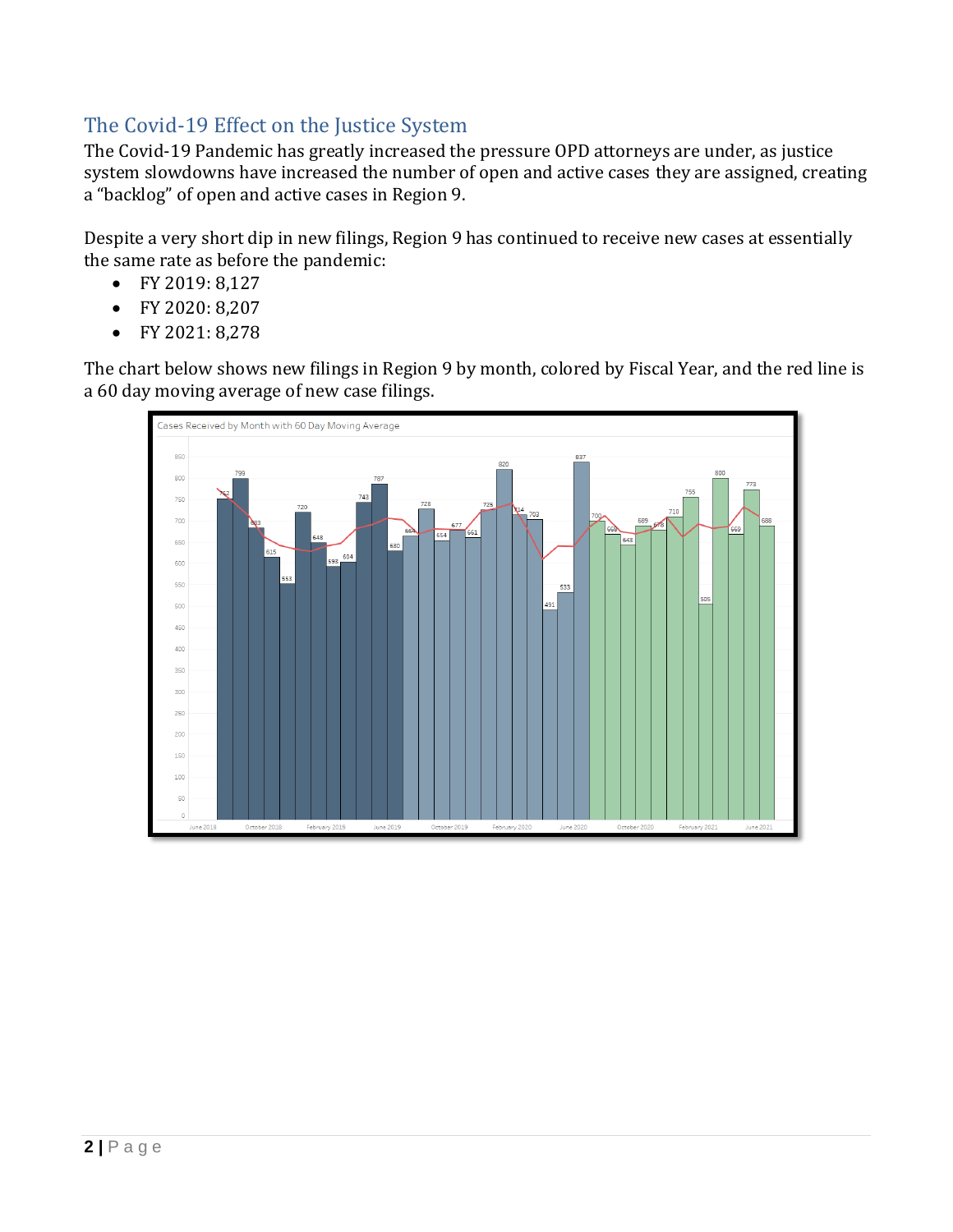## The Covid-19 Effect on the Justice System

The Covid-19 Pandemic has greatly increased the pressure OPD attorneys are under, as justice system slowdowns have increased the number of open and active cases they are assigned, creating a "backlog" of open and active cases in Region 9.

Despite a very short dip in new filings, Region 9 has continued to receive new cases at essentially the same rate as before the pandemic:

- FY 2019: 8,127
- FY 2020: 8,207
- FY 2021: 8,278

The chart below shows new filings in Region 9 by month, colored by Fiscal Year, and the red line is a 60 day moving average of new case filings.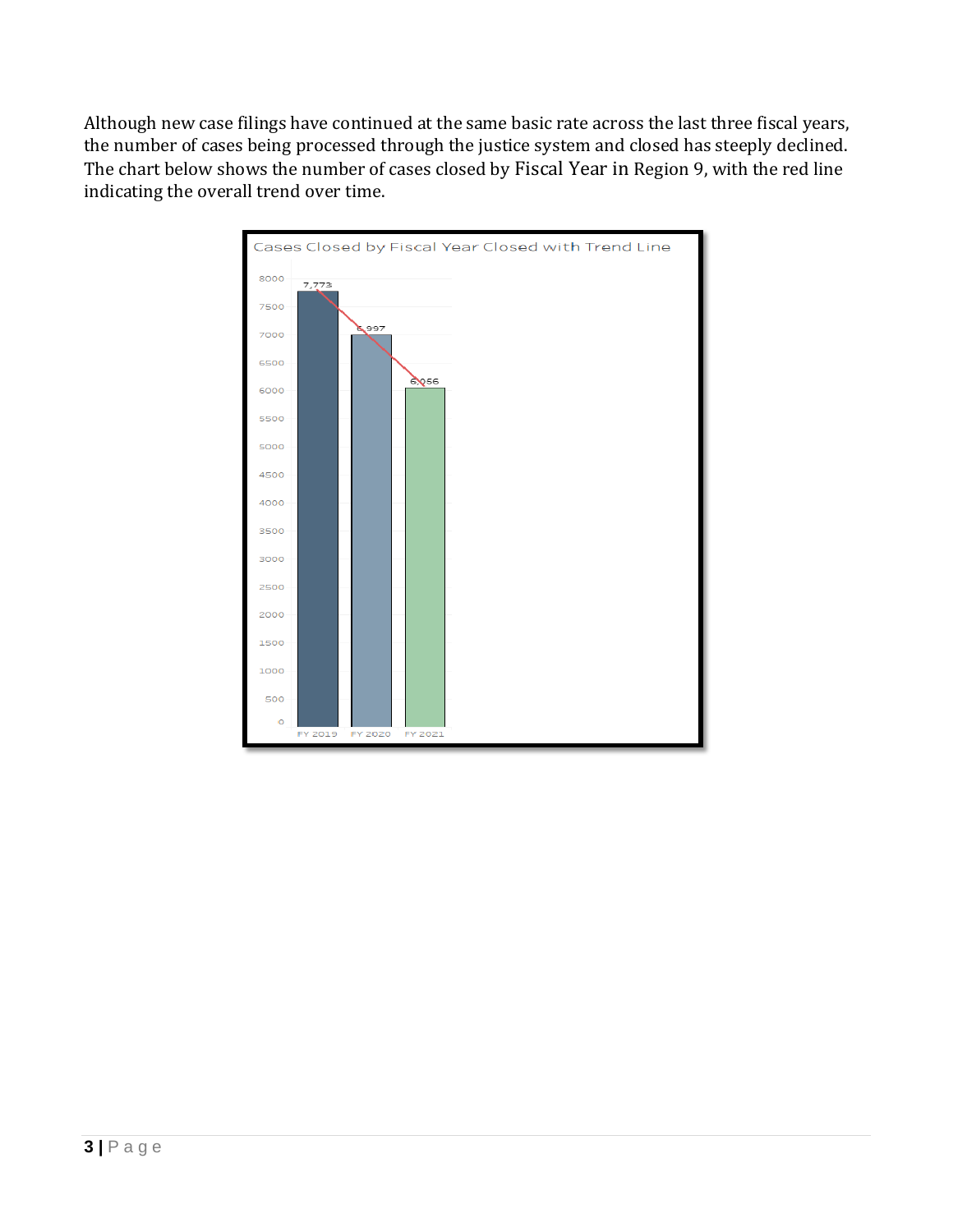Although new case filings have continued at the same basic rate across the last three fiscal years, the number of cases being processed through the justice system and closed has steeply declined. The chart below shows the number of cases closed by Fiscal Year in Region 9, with the red line indicating the overall trend over time.

**Cases Closed by Fiscal Year Closed with Trend Line**

| Fiscal Year | Cases Closed |
| --- | --- |
| FY 2019 | 7,773 |
| FY 2020 | 6,997 |
| FY 2021 | 6,056 |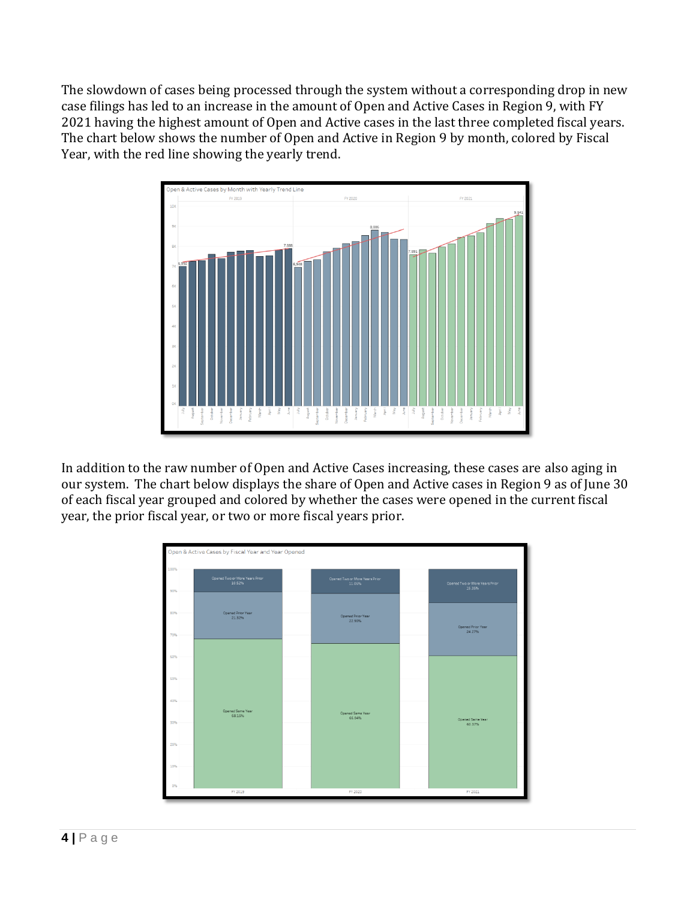The slowdown of cases being processed through the system without a corresponding drop in new case filings has led to an increase in the amount of Open and Active Cases in Region 9, with FY 2021 having the highest amount of Open and Active cases in the last three completed fiscal years. The chart below shows the number of Open and Active in Region 9 by month, colored by Fiscal Year, with the red line showing the yearly trend.

In addition to the raw number of Open and Active Cases increasing, these cases are also aging in our system. The chart below displays the share of Open and Active cases in Region 9 as of June 30 of each fiscal year grouped and colored by whether the cases were opened in the current fiscal year, the prior fiscal year, or two or more fiscal years prior.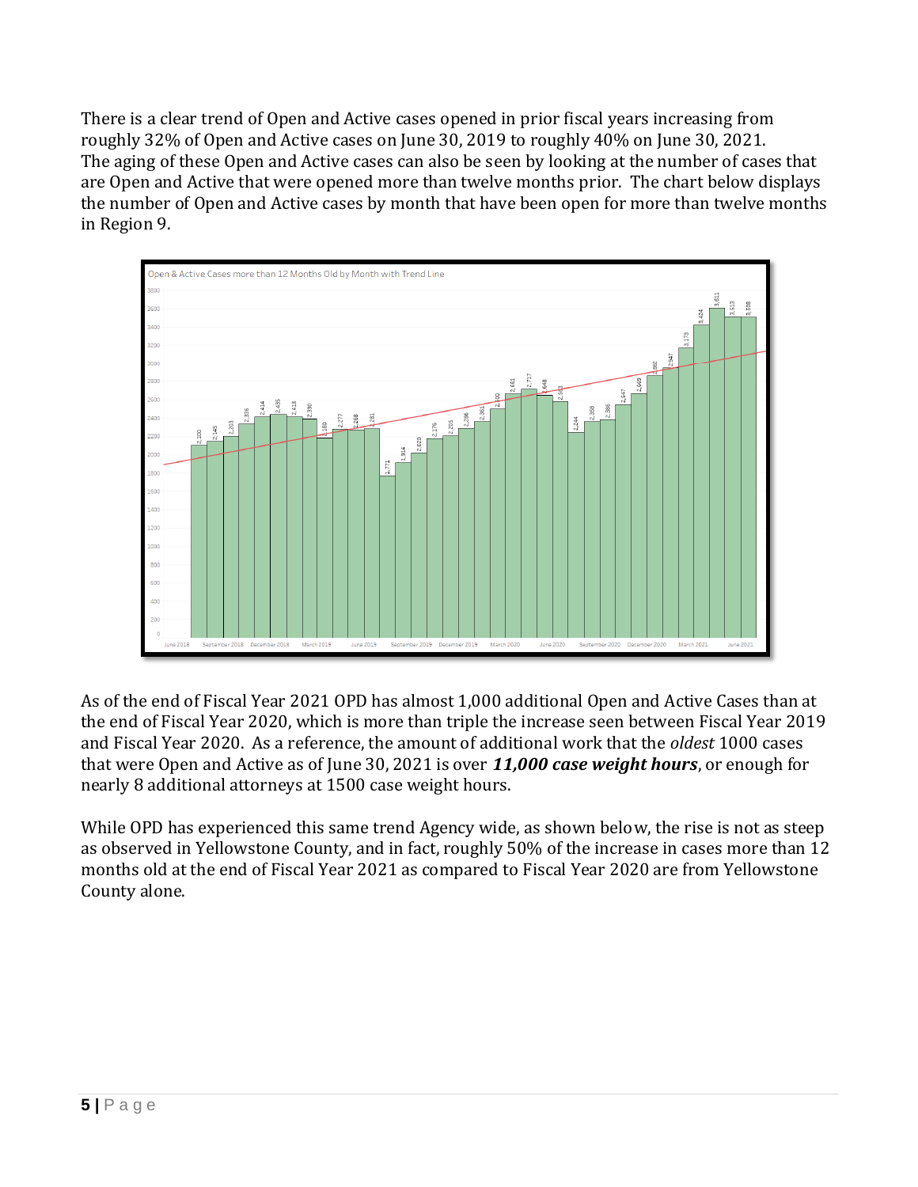There is a clear trend of Open and Active cases opened in prior fiscal years increasing from roughly 32% of Open and Active cases on June 30, 2019 to roughly 40% on June 30, 2021. The aging of these Open and Active cases can also be seen by looking at the number of cases that are Open and Active that were opened more than twelve months prior. The chart below displays the number of Open and Active cases by month that have been open for more than twelve months in Region 9.

As of the end of Fiscal Year 2021 OPD has almost 1,000 additional Open and Active Cases than at the end of Fiscal Year 2020, which is more than triple the increase seen between Fiscal Year 2019 and Fiscal Year 2020. As a reference, the amount of additional work that the *oldest* 1000 cases that were Open and Active as of June 30, 2021 is over ***11,000 case weight hours***, or enough for nearly 8 additional attorneys at 1500 case weight hours.

While OPD has experienced this same trend Agency wide, as shown below, the rise is not as steep as observed in Yellowstone County, and in fact, roughly 50% of the increase in cases more than 12 months old at the end of Fiscal Year 2021 as compared to Fiscal Year 2020 are from Yellowstone County alone.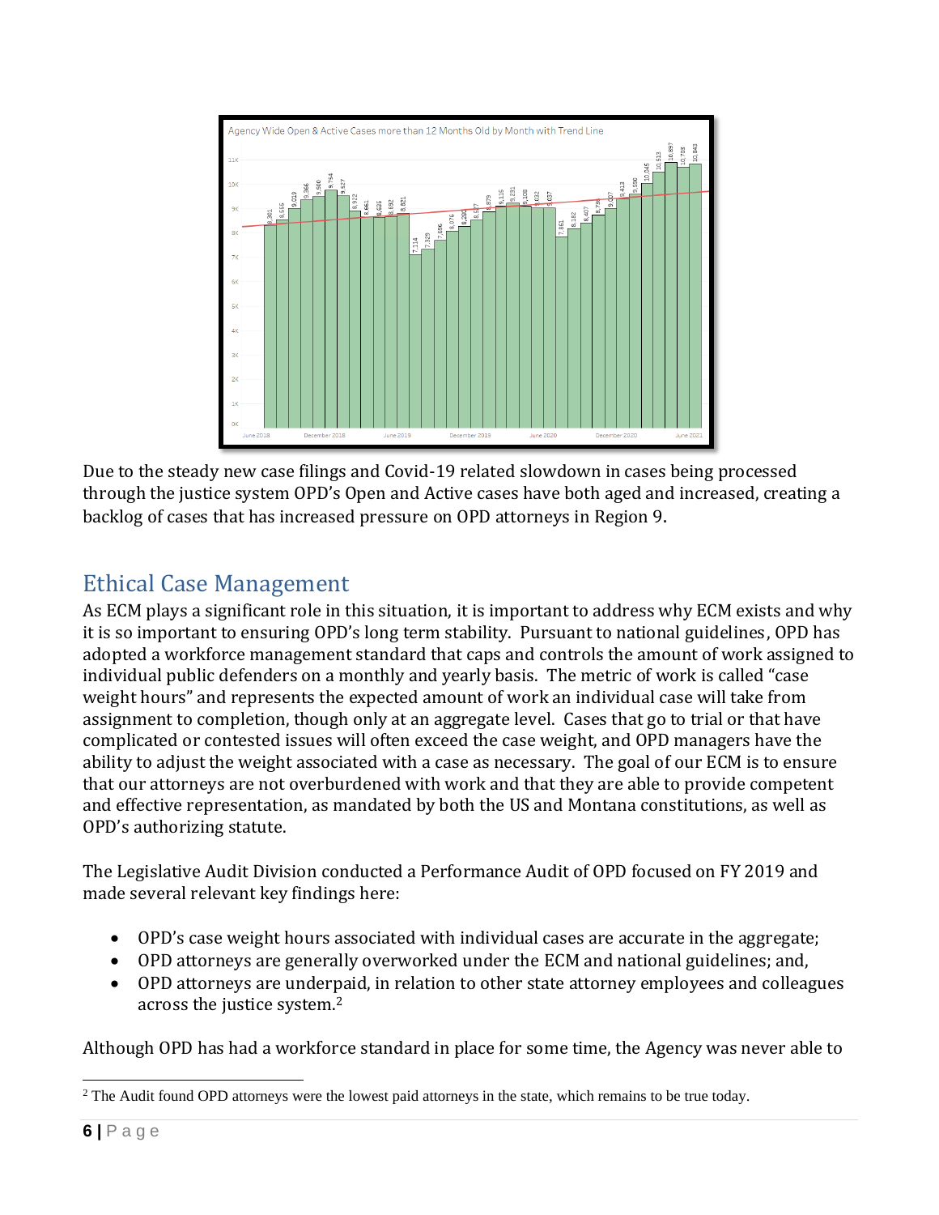Agency Wide Open & Active Cases more than 12 Months Old by Month with Trend Line

Due to the steady new case filings and Covid-19 related slowdown in cases being processed through the justice system OPD's Open and Active cases have both aged and increased, creating a backlog of cases that has increased pressure on OPD attorneys in Region 9.

## Ethical Case Management

As ECM plays a significant role in this situation, it is important to address why ECM exists and why it is so important to ensuring OPD's long term stability. Pursuant to national guidelines, OPD has adopted a workforce management standard that caps and controls the amount of work assigned to individual public defenders on a monthly and yearly basis. The metric of work is called "case weight hours" and represents the expected amount of work an individual case will take from assignment to completion, though only at an aggregate level. Cases that go to trial or that have complicated or contested issues will often exceed the case weight, and OPD managers have the ability to adjust the weight associated with a case as necessary. The goal of our ECM is to ensure that our attorneys are not overburdened with work and that they are able to provide competent and effective representation, as mandated by both the US and Montana constitutions, as well as OPD's authorizing statute.

The Legislative Audit Division conducted a Performance Audit of OPD focused on FY 2019 and made several relevant key findings here:

- OPD's case weight hours associated with individual cases are accurate in the aggregate;
- OPD attorneys are generally overworked under the ECM and national guidelines; and,
- OPD attorneys are underpaid, in relation to other state attorney employees and colleagues across the justice system.[2]

Although OPD has had a workforce standard in place for some time, the Agency was never able to

[2] The Audit found OPD attorneys were the lowest paid attorneys in the state, which remains to be true today.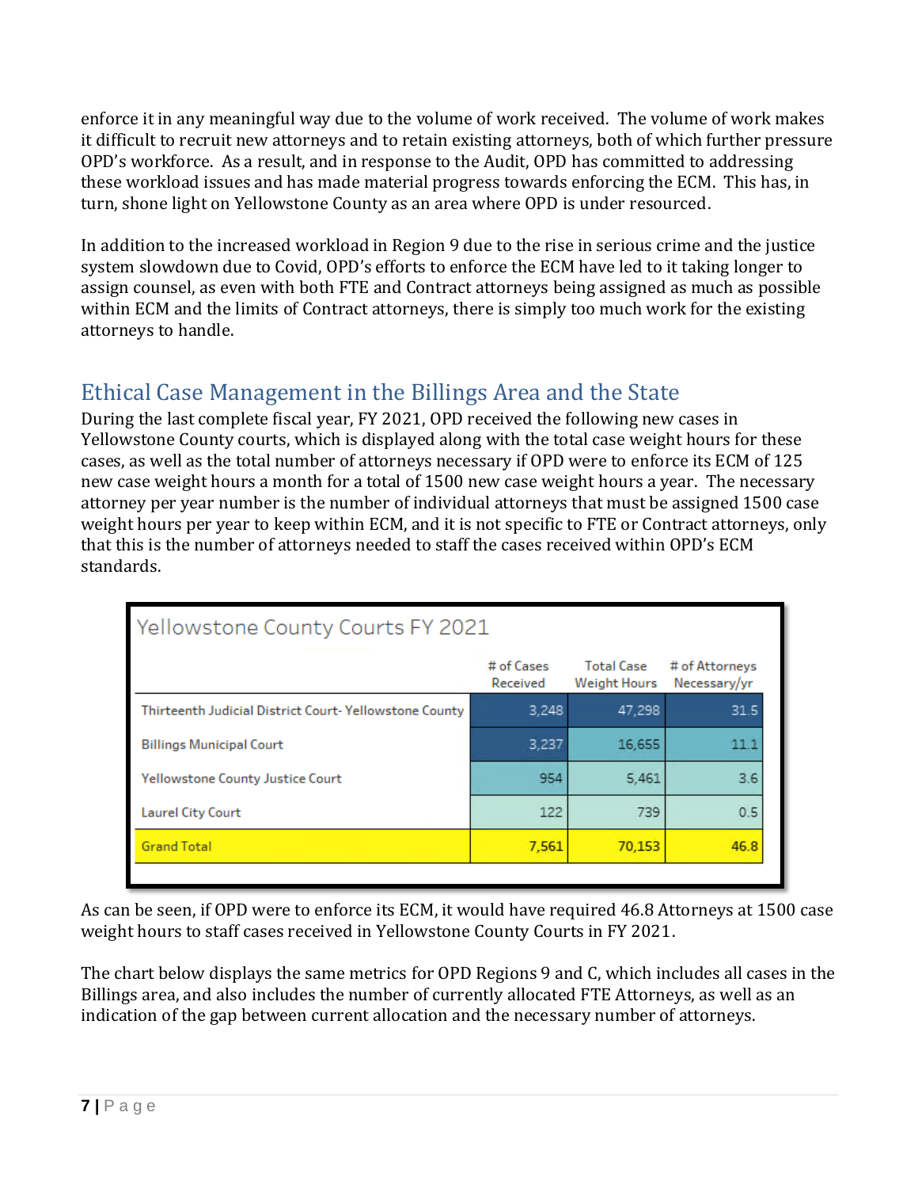enforce it in any meaningful way due to the volume of work received. The volume of work makes it difficult to recruit new attorneys and to retain existing attorneys, both of which further pressure OPD's workforce. As a result, and in response to the Audit, OPD has committed to addressing these workload issues and has made material progress towards enforcing the ECM. This has, in turn, shone light on Yellowstone County as an area where OPD is under resourced.

In addition to the increased workload in Region 9 due to the rise in serious crime and the justice system slowdown due to Covid, OPD's efforts to enforce the ECM have led to it taking longer to assign counsel, as even with both FTE and Contract attorneys being assigned as much as possible within ECM and the limits of Contract attorneys, there is simply too much work for the existing attorneys to handle.

## Ethical Case Management in the Billings Area and the State

During the last complete fiscal year, FY 2021, OPD received the following new cases in Yellowstone County courts, which is displayed along with the total case weight hours for these cases, as well as the total number of attorneys necessary if OPD were to enforce its ECM of 125 new case weight hours a month for a total of 1500 new case weight hours a year. The necessary attorney per year number is the number of individual attorneys that must be assigned 1500 case weight hours per year to keep within ECM, and it is not specific to FTE or Contract attorneys, only that this is the number of attorneys needed to staff the cases received within OPD's ECM standards.

**Yellowstone County Courts FY 2021**

| | # of Cases Received | Total Case Weight Hours | # of Attorneys Necessary/yr |
|---|---|---|---|
| Thirteenth Judicial District Court- Yellowstone County | 3,248 | 47,298 | 31.5 |
| Billings Municipal Court | 3,237 | 16,655 | 11.1 |
| Yellowstone County Justice Court | 954 | 5,461 | 3.6 |
| Laurel City Court | 122 | 739 | 0.5 |
| Grand Total | 7,561 | 70,153 | 46.8 |

As can be seen, if OPD were to enforce its ECM, it would have required 46.8 Attorneys at 1500 case weight hours to staff cases received in Yellowstone County Courts in FY 2021.

The chart below displays the same metrics for OPD Regions 9 and C, which includes all cases in the Billings area, and also includes the number of currently allocated FTE Attorneys, as well as an indication of the gap between current allocation and the necessary number of attorneys.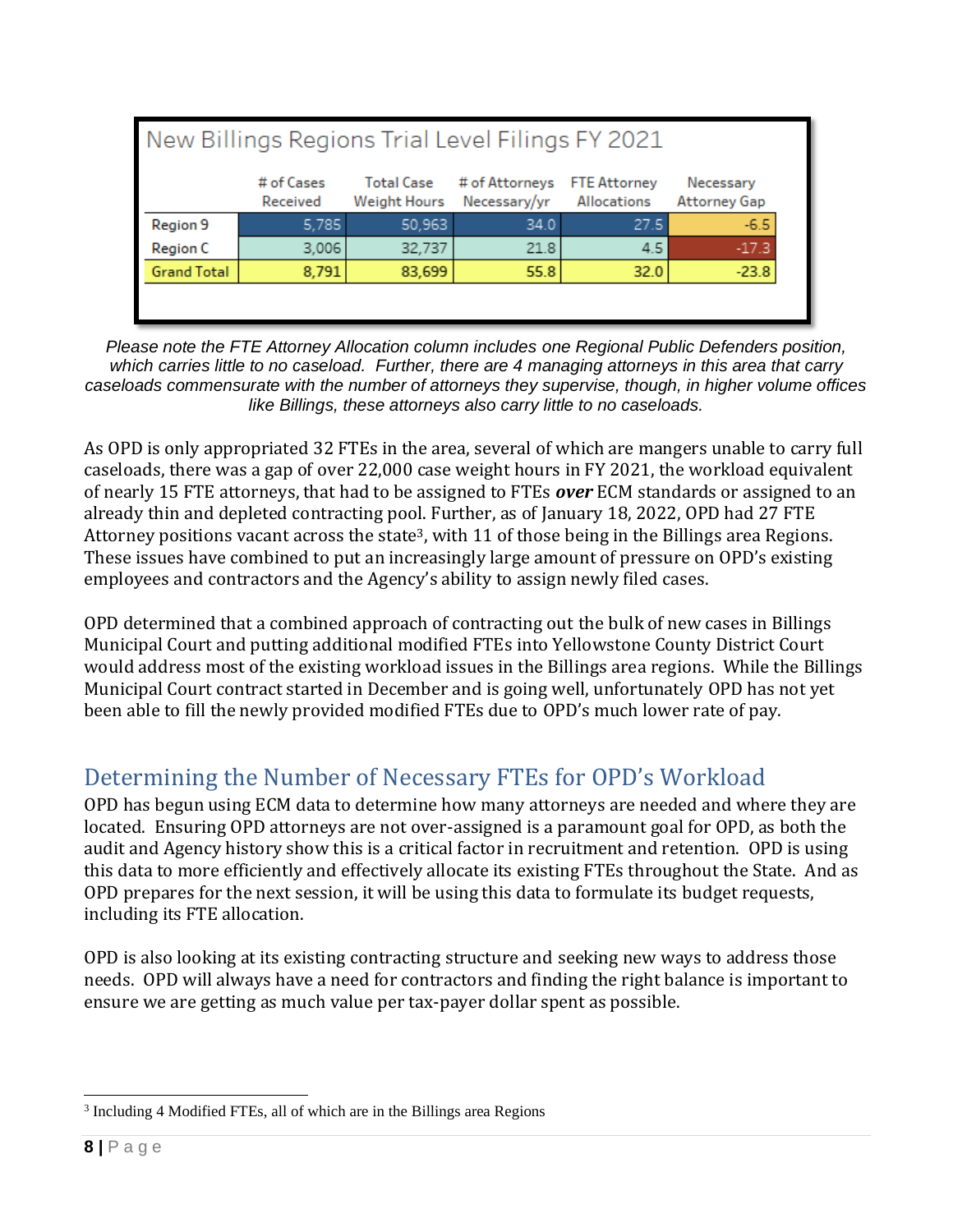New Billings Regions Trial Level Filings FY 2021

| | # of Cases Received | Total Case Weight Hours | # of Attorneys Necessary/yr | FTE Attorney Allocations | Necessary Attorney Gap |
|---|---|---|---|---|---|
| Region 9 | 5,785 | 50,963 | 34.0 | 27.5 | -6.5 |
| Region C | 3,006 | 32,737 | 21.8 | 4.5 | -17.3 |
| Grand Total | 8,791 | 83,699 | 55.8 | 32.0 | -23.8 |

*Please note the FTE Attorney Allocation column includes one Regional Public Defenders position, which carries little to no caseload. Further, there are 4 managing attorneys in this area that carry caseloads commensurate with the number of attorneys they supervise, though, in higher volume offices like Billings, these attorneys also carry little to no caseloads.*

As OPD is only appropriated 32 FTEs in the area, several of which are mangers unable to carry full caseloads, there was a gap of over 22,000 case weight hours in FY 2021, the workload equivalent of nearly 15 FTE attorneys, that had to be assigned to FTEs ***over*** ECM standards or assigned to an already thin and depleted contracting pool. Further, as of January 18, 2022, OPD had 27 FTE Attorney positions vacant across the state[3], with 11 of those being in the Billings area Regions. These issues have combined to put an increasingly large amount of pressure on OPD's existing employees and contractors and the Agency's ability to assign newly filed cases.

OPD determined that a combined approach of contracting out the bulk of new cases in Billings Municipal Court and putting additional modified FTEs into Yellowstone County District Court would address most of the existing workload issues in the Billings area regions. While the Billings Municipal Court contract started in December and is going well, unfortunately OPD has not yet been able to fill the newly provided modified FTEs due to OPD's much lower rate of pay.

## Determining the Number of Necessary FTEs for OPD's Workload

OPD has begun using ECM data to determine how many attorneys are needed and where they are located. Ensuring OPD attorneys are not over-assigned is a paramount goal for OPD, as both the audit and Agency history show this is a critical factor in recruitment and retention. OPD is using this data to more efficiently and effectively allocate its existing FTEs throughout the State. And as OPD prepares for the next session, it will be using this data to formulate its budget requests, including its FTE allocation.

OPD is also looking at its existing contracting structure and seeking new ways to address those needs. OPD will always have a need for contractors and finding the right balance is important to ensure we are getting as much value per tax-payer dollar spent as possible.

[3] Including 4 Modified FTEs, all of which are in the Billings area Regions